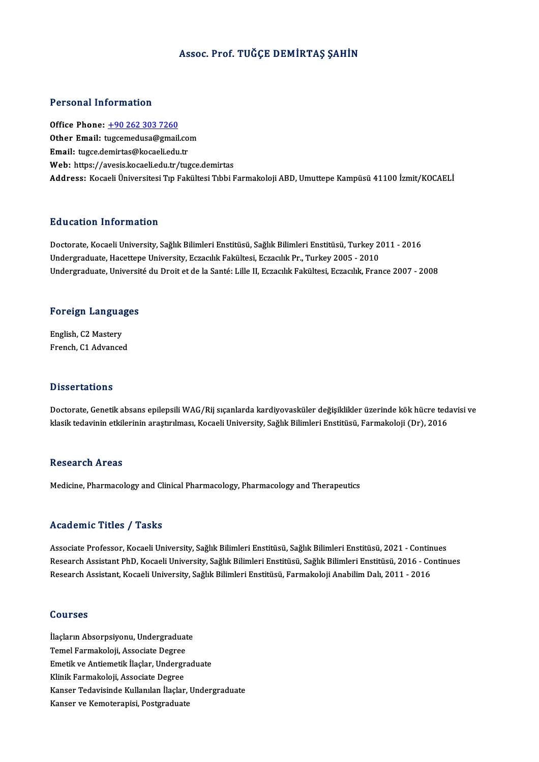# Assoc. Prof. TUĞÇE DEMİRTAŞ ŞAHİN

## Personal Information

**Office Phone:** +90 262 303 7260
**Other Email:** tugcemedusa@gmail.com
**Email:** tugce.demirtas@kocaeli.edu.tr
**Web:** https://avesis.kocaeli.edu.tr/tugce.demirtas
**Address:** Kocaeli Üniversitesi Tıp Fakültesi Tıbbi Farmakoloji ABD, Umuttepe Kampüsü 41100 İzmit/KOCAELİ

## Education Information

Doctorate, Kocaeli University, Sağlık Bilimleri Enstitüsü, Sağlık Bilimleri Enstitüsü, Turkey 2011 - 2016
Undergraduate, Hacettepe University, Eczacılık Fakültesi, Eczacılık Pr., Turkey 2005 - 2010
Undergraduate, Université du Droit et de la Santé: Lille II, Eczacılık Fakültesi, Eczacılık, France 2007 - 2008

## Foreign Languages

English, C2 Mastery
French, C1 Advanced

## Dissertations

Doctorate, Genetik absans epilepsili WAG/Rij sıçanlarda kardiyovasküler değişiklikler üzerinde kök hücre tedavisi ve klasik tedavinin etkilerinin araştırılması, Kocaeli University, Sağlık Bilimleri Enstitüsü, Farmakoloji (Dr), 2016

## Research Areas

Medicine, Pharmacology and Clinical Pharmacology, Pharmacology and Therapeutics

## Academic Titles / Tasks

Associate Professor, Kocaeli University, Sağlık Bilimleri Enstitüsü, Sağlık Bilimleri Enstitüsü, 2021 - Continues
Research Assistant PhD, Kocaeli University, Sağlık Bilimleri Enstitüsü, Sağlık Bilimleri Enstitüsü, 2016 - Continues
Research Assistant, Kocaeli University, Sağlık Bilimleri Enstitüsü, Farmakoloji Anabilim Dalı, 2011 - 2016

## Courses

İlaçların Absorpsiyonu, Undergraduate
Temel Farmakoloji, Associate Degree
Emetik ve Antiemetik İlaçlar, Undergraduate
Klinik Farmakoloji, Associate Degree
Kanser Tedavisinde Kullanılan İlaçlar, Undergraduate
Kanser ve Kemoterapisi, Postgraduate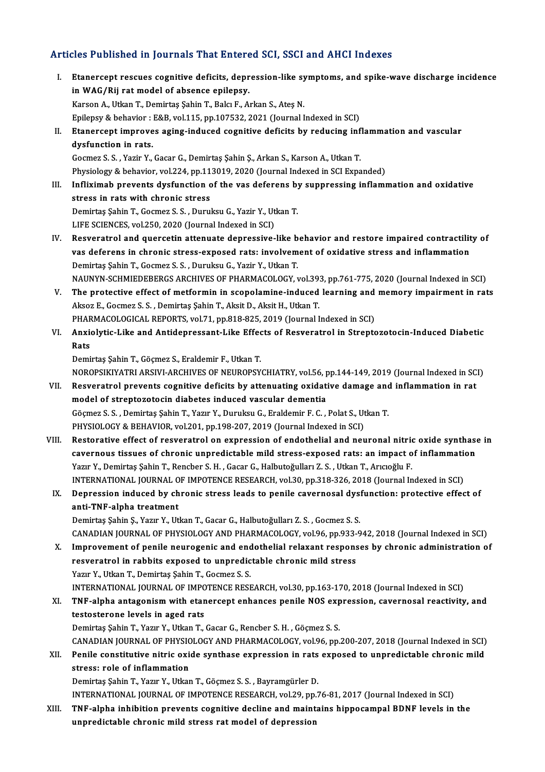## Articles Published in Journals That Entered SCI, SSCI and AHCI Indexes

I. **Etanercept rescues cognitive deficits, depression-like symptoms, and spike-wave discharge incidence in WAG/Rij rat model of absence epilepsy.**
Karson A., Utkan T., Demirtaş Şahin T., Balcı F., Arkan S., Ateş N.
Epilepsy & behavior : E&B, vol.115, pp.107532, 2021 (Journal Indexed in SCI)

II. **Etanercept improves aging-induced cognitive deficits by reducing inflammation and vascular dysfunction in rats.**
Gocmez S. S. , Yazir Y., Gacar G., Demirtaş Şahin Ş., Arkan S., Karson A., Utkan T.
Physiology & behavior, vol.224, pp.113019, 2020 (Journal Indexed in SCI Expanded)

III. **Infliximab prevents dysfunction of the vas deferens by suppressing inflammation and oxidative stress in rats with chronic stress**
Demirtaş Şahin T., Gocmez S. S. , Duruksu G., Yazir Y., Utkan T.
LIFE SCIENCES, vol.250, 2020 (Journal Indexed in SCI)

IV. **Resveratrol and quercetin attenuate depressive-like behavior and restore impaired contractility of vas deferens in chronic stress-exposed rats: involvement of oxidative stress and inflammation**
Demirtaş Şahin T., Gocmez S. S. , Duruksu G., Yazir Y., Utkan T.
NAUNYN-SCHMIEDEBERGS ARCHIVES OF PHARMACOLOGY, vol.393, pp.761-775, 2020 (Journal Indexed in SCI)

V. **The protective effect of metformin in scopolamine-induced learning and memory impairment in rats**
Aksoz E., Gocmez S. S. , Demirtaş Şahin T., Aksit D., Aksit H., Utkan T.
PHARMACOLOGICAL REPORTS, vol.71, pp.818-825, 2019 (Journal Indexed in SCI)

VI. **Anxiolytic-Like and Antidepressant-Like Effects of Resveratrol in Streptozotocin-Induced Diabetic Rats**
Demirtaş Şahin T., Göçmez S., Eraldemir F., Utkan T.
NOROPSIKIYATRI ARSIVI-ARCHIVES OF NEUROPSYCHIATRY, vol.56, pp.144-149, 2019 (Journal Indexed in SCI)

VII. **Resveratrol prevents cognitive deficits by attenuating oxidative damage and inflammation in rat model of streptozotocin diabetes induced vascular dementia**
Göçmez S. S. , Demirtaş Şahin T., Yazır Y., Duruksu G., Eraldemir F. C. , Polat S., Utkan T.
PHYSIOLOGY & BEHAVIOR, vol.201, pp.198-207, 2019 (Journal Indexed in SCI)

VIII. **Restorative effect of resveratrol on expression of endothelial and neuronal nitric oxide synthase in cavernous tissues of chronic unpredictable mild stress-exposed rats: an impact of inflammation**
Yazır Y., Demirtaş Şahin T., Rencber S. H. , Gacar G., Halbutoğulları Z. S. , Utkan T., Arıcıoğlu F.
INTERNATIONAL JOURNAL OF IMPOTENCE RESEARCH, vol.30, pp.318-326, 2018 (Journal Indexed in SCI)

IX. **Depression induced by chronic stress leads to penile cavernosal dysfunction: protective effect of anti-TNF-alpha treatment**
Demirtaş Şahin Ş., Yazır Y., Utkan T., Gacar G., Halbutoğulları Z. S. , Gocmez S. S.
CANADIAN JOURNAL OF PHYSIOLOGY AND PHARMACOLOGY, vol.96, pp.933-942, 2018 (Journal Indexed in SCI)

X. **Improvement of penile neurogenic and endothelial relaxant responses by chronic administration of resveratrol in rabbits exposed to unpredictable chronic mild stress**
Yazır Y., Utkan T., Demirtaş Şahin T., Gocmez S. S.
INTERNATIONAL JOURNAL OF IMPOTENCE RESEARCH, vol.30, pp.163-170, 2018 (Journal Indexed in SCI)

XI. **TNF-alpha antagonism with etanercept enhances penile NOS expression, cavernosal reactivity, and testosterone levels in aged rats**
Demirtaş Şahin T., Yazır Y., Utkan T., Gacar G., Rencber S. H. , Göçmez S. S.
CANADIAN JOURNAL OF PHYSIOLOGY AND PHARMACOLOGY, vol.96, pp.200-207, 2018 (Journal Indexed in SCI)

XII. **Penile constitutive nitric oxide synthase expression in rats exposed to unpredictable chronic mild stress: role of inflammation**
Demirtaş Şahin T., Yazır Y., Utkan T., Göçmez S. S. , Bayramgürler D.
INTERNATIONAL JOURNAL OF IMPOTENCE RESEARCH, vol.29, pp.76-81, 2017 (Journal Indexed in SCI)

XIII. **TNF-alpha inhibition prevents cognitive decline and maintains hippocampal BDNF levels in the unpredictable chronic mild stress rat model of depression**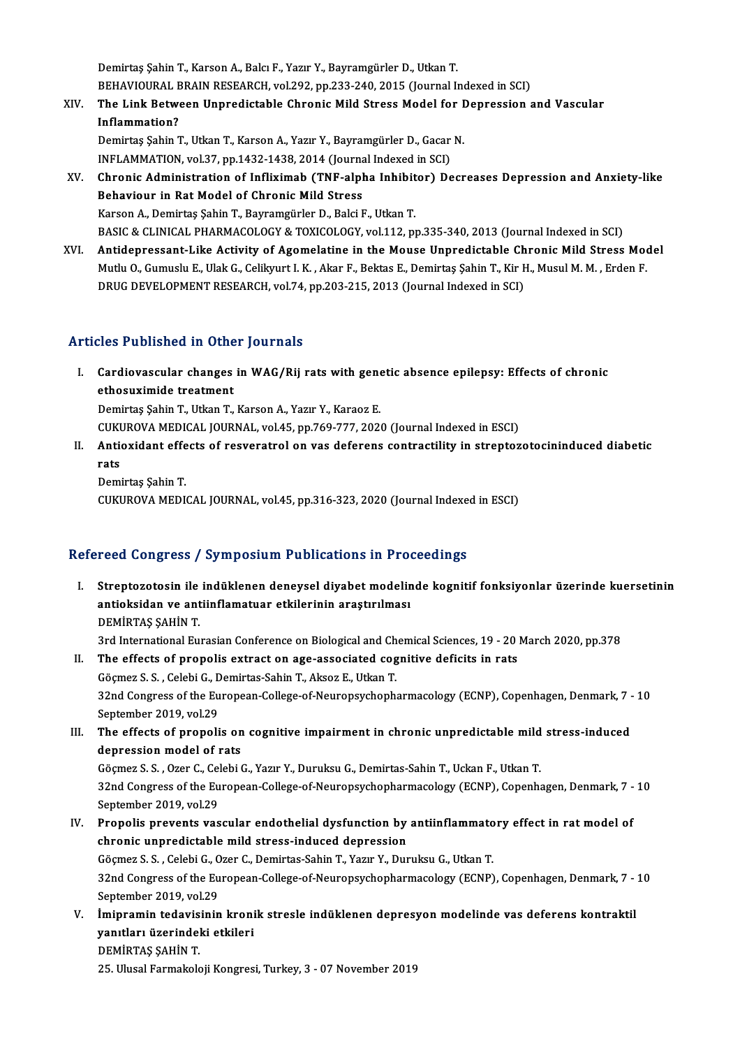Demirtaş Şahin T., Karson A., Balcı F., Yazır Y., Bayramgürler D., Utkan T.
BEHAVIOURAL BRAIN RESEARCH, vol.292, pp.233-240, 2015 (Journal Indexed in SCI)

XIV. **The Link Between Unpredictable Chronic Mild Stress Model for Depression and Vascular Inflammation?**
Demirtaş Şahin T., Utkan T., Karson A., Yazır Y., Bayramgürler D., Gacar N.
INFLAMMATION, vol.37, pp.1432-1438, 2014 (Journal Indexed in SCI)

XV. **Chronic Administration of Infliximab (TNF-alpha Inhibitor) Decreases Depression and Anxiety-like Behaviour in Rat Model of Chronic Mild Stress**
Karson A., Demirtaş Şahin T., Bayramgürler D., Balci F., Utkan T.
BASIC & CLINICAL PHARMACOLOGY & TOXICOLOGY, vol.112, pp.335-340, 2013 (Journal Indexed in SCI)

XVI. **Antidepressant-Like Activity of Agomelatine in the Mouse Unpredictable Chronic Mild Stress Model**
Mutlu O., Gumuslu E., Ulak G., Celikyurt I. K. , Akar F., Bektas E., Demirtaş Şahin T., Kir H., Musul M. M. , Erden F.
DRUG DEVELOPMENT RESEARCH, vol.74, pp.203-215, 2013 (Journal Indexed in SCI)

## Articles Published in Other Journals

I. **Cardiovascular changes in WAG/Rij rats with genetic absence epilepsy: Effects of chronic ethosuximide treatment**
Demirtaş Şahin T., Utkan T., Karson A., Yazır Y., Karaoz E.
CUKUROVA MEDICAL JOURNAL, vol.45, pp.769-777, 2020 (Journal Indexed in ESCI)

II. **Antioxidant effects of resveratrol on vas deferens contractility in streptozotocininduced diabetic rats**
Demirtaş Şahin T.
CUKUROVA MEDICAL JOURNAL, vol.45, pp.316-323, 2020 (Journal Indexed in ESCI)

## Refereed Congress / Symposium Publications in Proceedings

I. **Streptozotosin ile indüklenen deneysel diyabet modelinde kognitif fonksiyonlar üzerinde kuersetinin antioksidan ve antiinflamatuar etkilerinin araştırılması**
DEMİRTAŞ ŞAHİN T.
3rd International Eurasian Conference on Biological and Chemical Sciences, 19 - 20 March 2020, pp.378

II. **The effects of propolis extract on age-associated cognitive deficits in rats**
Göçmez S. S. , Celebi G., Demirtas-Sahin T., Aksoz E., Utkan T.
32nd Congress of the European-College-of-Neuropsychopharmacology (ECNP), Copenhagen, Denmark, 7 - 10 September 2019, vol.29

III. **The effects of propolis on cognitive impairment in chronic unpredictable mild stress-induced depression model of rats**
Göçmez S. S. , Ozer C., Celebi G., Yazır Y., Duruksu G., Demirtas-Sahin T., Uckan F., Utkan T.
32nd Congress of the European-College-of-Neuropsychopharmacology (ECNP), Copenhagen, Denmark, 7 - 10 September 2019, vol.29

IV. **Propolis prevents vascular endothelial dysfunction by antiinflammatory effect in rat model of chronic unpredictable mild stress-induced depression**
Göçmez S. S. , Celebi G., Ozer C., Demirtas-Sahin T., Yazır Y., Duruksu G., Utkan T.
32nd Congress of the European-College-of-Neuropsychopharmacology (ECNP), Copenhagen, Denmark, 7 - 10 September 2019, vol.29

V. **İmipramin tedavisinin kronik stresle indüklenen depresyon modelinde vas deferens kontraktil yanıtları üzerindeki etkileri**
DEMİRTAŞ ŞAHİN T.
25. Ulusal Farmakoloji Kongresi, Turkey, 3 - 07 November 2019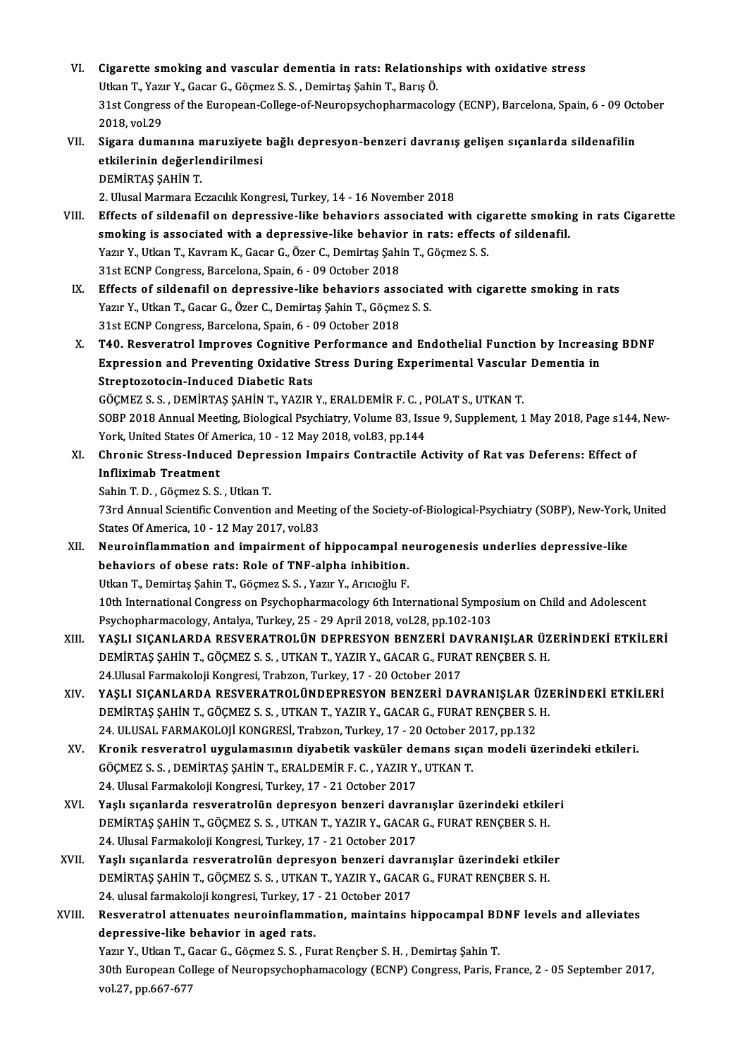VI. **Cigarette smoking and vascular dementia in rats: Relationships with oxidative stress**
Utkan T., Yazır Y., Gacar G., Göçmez S. S. , Demirtaş Şahin T., Barış Ö.
31st Congress of the European-College-of-Neuropsychopharmacology (ECNP), Barcelona, Spain, 6 - 09 October 2018, vol.29

VII. **Sigara dumanına maruziyete bağlı depresyon-benzeri davranış gelişen sıçanlarda sildenafilin etkilerinin değerlendirilmesi**
DEMİRTAŞ ŞAHİN T.
2. Ulusal Marmara Eczacılık Kongresi, Turkey, 14 - 16 November 2018

VIII. **Effects of sildenafil on depressive-like behaviors associated with cigarette smoking in rats Cigarette smoking is associated with a depressive-like behavior in rats: effects of sildenafil.**
Yazır Y., Utkan T., Kavram K., Gacar G., Özer C., Demirtaş Şahin T., Göçmez S. S.
31st ECNP Congress, Barcelona, Spain, 6 - 09 October 2018

IX. **Effects of sildenafil on depressive-like behaviors associated with cigarette smoking in rats**
Yazır Y., Utkan T., Gacar G., Özer C., Demirtaş Şahin T., Göçmez S. S.
31st ECNP Congress, Barcelona, Spain, 6 - 09 October 2018

X. **T40. Resveratrol Improves Cognitive Performance and Endothelial Function by Increasing BDNF Expression and Preventing Oxidative Stress During Experimental Vascular Dementia in Streptozotocin-Induced Diabetic Rats**
GÖÇMEZ S. S. , DEMİRTAŞ ŞAHİN T., YAZIR Y., ERALDEMİR F. C. , POLAT S., UTKAN T.
SOBP 2018 Annual Meeting, Biological Psychiatry, Volume 83, Issue 9, Supplement, 1 May 2018, Page s144, New-York, United States Of America, 10 - 12 May 2018, vol.83, pp.144

XI. **Chronic Stress-Induced Depression Impairs Contractile Activity of Rat vas Deferens: Effect of Infliximab Treatment**
Sahin T. D. , Göçmez S. S. , Utkan T.
73rd Annual Scientific Convention and Meeting of the Society-of-Biological-Psychiatry (SOBP), New-York, United States Of America, 10 - 12 May 2017, vol.83

XII. **Neuroinflammation and impairment of hippocampal neurogenesis underlies depressive-like behaviors of obese rats: Role of TNF-alpha inhibition.**
Utkan T., Demirtaş Şahin T., Göçmez S. S. , Yazır Y., Arıcıoğlu F.
10th International Congress on Psychopharmacology 6th International Symposium on Child and Adolescent Psychopharmacology, Antalya, Turkey, 25 - 29 April 2018, vol.28, pp.102-103

XIII. **YAŞLI SIÇANLARDA RESVERATROLÜN DEPRESYON BENZERİ DAVRANIŞLAR ÜZERİNDEKİ ETKİLERİ**
DEMİRTAŞ ŞAHİN T., GÖÇMEZ S. S. , UTKAN T., YAZIR Y., GACAR G., FURAT RENÇBER S. H.
24.Ulusal Farmakoloji Kongresi, Trabzon, Turkey, 17 - 20 October 2017

XIV. **YAŞLI SIÇANLARDA RESVERATROLÜNDEPRESYON BENZERİ DAVRANIŞLAR ÜZERİNDEKİ ETKİLERİ**
DEMİRTAŞ ŞAHİN T., GÖÇMEZ S. S. , UTKAN T., YAZIR Y., GACAR G., FURAT RENÇBER S. H.
24. ULUSAL FARMAKOLOJİ KONGRESİ, Trabzon, Turkey, 17 - 20 October 2017, pp.132

XV. **Kronik resveratrol uygulamasının diyabetik vasküler demans sıçan modeli üzerindeki etkileri.**
GÖÇMEZ S. S. , DEMİRTAŞ ŞAHİN T., ERALDEMİR F. C. , YAZIR Y., UTKAN T.
24. Ulusal Farmakoloji Kongresi, Turkey, 17 - 21 October 2017

XVI. **Yaşlı sıçanlarda resveratrolün depresyon benzeri davranışlar üzerindeki etkileri**
DEMİRTAŞ ŞAHİN T., GÖÇMEZ S. S. , UTKAN T., YAZIR Y., GACAR G., FURAT RENÇBER S. H.
24. Ulusal Farmakoloji Kongresi, Turkey, 17 - 21 October 2017

XVII. **Yaşlı sıçanlarda resveratrolün depresyon benzeri davranışlar üzerindeki etkiler**
DEMİRTAŞ ŞAHİN T., GÖÇMEZ S. S. , UTKAN T., YAZIR Y., GACAR G., FURAT RENÇBER S. H.
24. ulusal farmakoloji kongresi, Turkey, 17 - 21 October 2017

XVIII. **Resveratrol attenuates neuroinflammation, maintains hippocampal BDNF levels and alleviates depressive-like behavior in aged rats.**
Yazır Y., Utkan T., Gacar G., Göçmez S. S. , Furat Rençber S. H. , Demirtaş Şahin T.
30th European College of Neuropsychophamacology (ECNP) Congress, Paris, France, 2 - 05 September 2017, vol.27, pp.667-677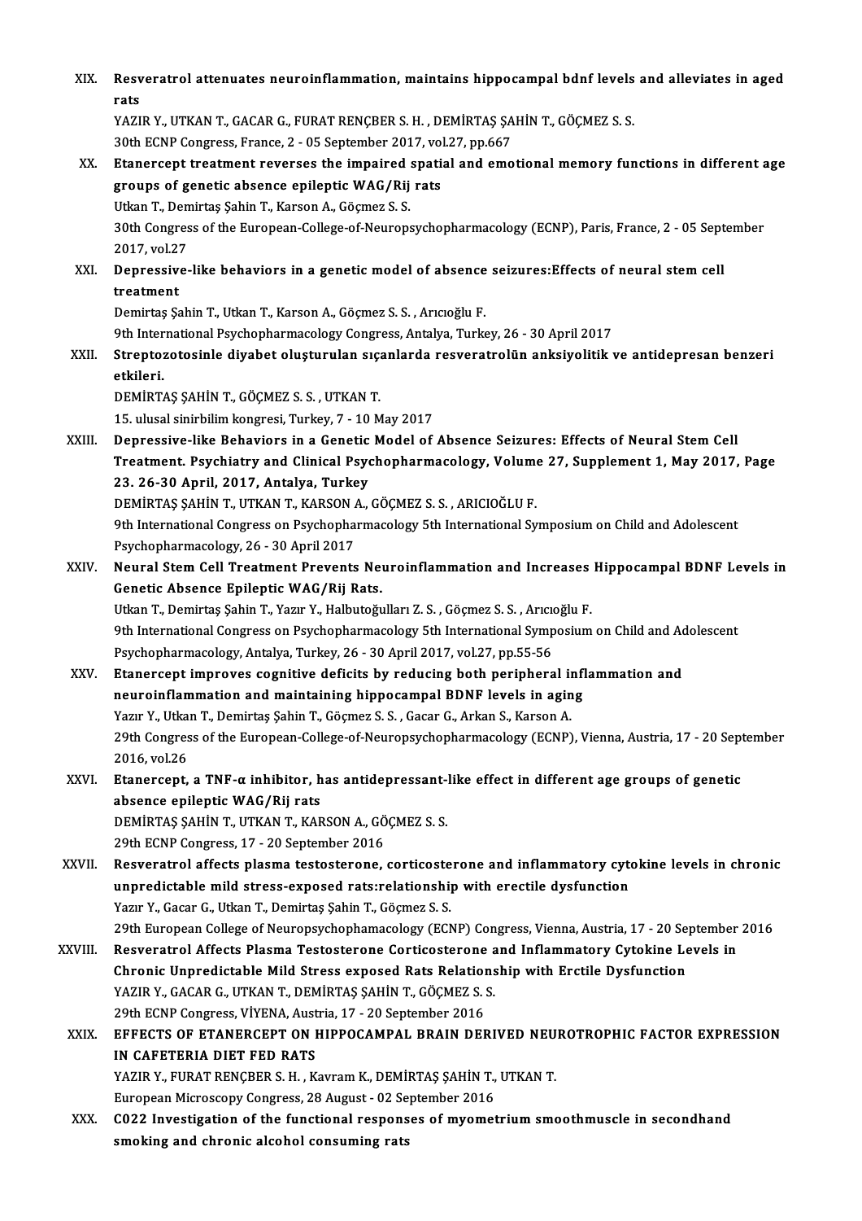XIX. **Resveratrol attenuates neuroinflammation, maintains hippocampal bdnf levels and alleviates in aged rats**
YAZIR Y., UTKAN T., GACAR G., FURAT RENÇBER S. H. , DEMİRTAŞ ŞAHİN T., GÖÇMEZ S. S.
30th ECNP Congress, France, 2 - 05 September 2017, vol.27, pp.667

XX. **Etanercept treatment reverses the impaired spatial and emotional memory functions in different age groups of genetic absence epileptic WAG/Rij rats**
Utkan T., Demirtaş Şahin T., Karson A., Göçmez S. S.
30th Congress of the European-College-of-Neuropsychopharmacology (ECNP), Paris, France, 2 - 05 September 2017, vol.27

XXI. **Depressive-like behaviors in a genetic model of absence seizures:Effects of neural stem cell treatment**
Demirtaş Şahin T., Utkan T., Karson A., Göçmez S. S. , Arıcıoğlu F.
9th International Psychopharmacology Congress, Antalya, Turkey, 26 - 30 April 2017

XXII. **Streptozotosinle diyabet oluşturulan sıçanlarda resveratrolün anksiyolitik ve antidepresan benzeri etkileri.**
DEMİRTAŞ ŞAHİN T., GÖÇMEZ S. S. , UTKAN T.
15. ulusal sinirbilim kongresi, Turkey, 7 - 10 May 2017

XXIII. **Depressive-like Behaviors in a Genetic Model of Absence Seizures: Effects of Neural Stem Cell Treatment. Psychiatry and Clinical Psychopharmacology, Volume 27, Supplement 1, May 2017, Page 23. 26-30 April, 2017, Antalya, Turkey**
DEMİRTAŞ ŞAHİN T., UTKAN T., KARSON A., GÖÇMEZ S. S. , ARICIOĞLU F.
9th International Congress on Psychopharmacology 5th International Symposium on Child and Adolescent Psychopharmacology, 26 - 30 April 2017

XXIV. **Neural Stem Cell Treatment Prevents Neuroinflammation and Increases Hippocampal BDNF Levels in Genetic Absence Epileptic WAG/Rij Rats.**
Utkan T., Demirtaş Şahin T., Yazır Y., Halbutoğulları Z. S. , Göçmez S. S. , Arıcıoğlu F.
9th International Congress on Psychopharmacology 5th International Symposium on Child and Adolescent Psychopharmacology, Antalya, Turkey, 26 - 30 April 2017, vol.27, pp.55-56

XXV. **Etanercept improves cognitive deficits by reducing both peripheral inflammation and neuroinflammation and maintaining hippocampal BDNF levels in aging**
Yazır Y., Utkan T., Demirtaş Şahin T., Göçmez S. S. , Gacar G., Arkan S., Karson A.
29th Congress of the European-College-of-Neuropsychopharmacology (ECNP), Vienna, Austria, 17 - 20 September 2016, vol.26

XXVI. **Etanercept, a TNF-α inhibitor, has antidepressant-like effect in different age groups of genetic absence epileptic WAG/Rij rats**
DEMİRTAŞ ŞAHİN T., UTKAN T., KARSON A., GÖÇMEZ S. S.
29th ECNP Congress, 17 - 20 September 2016

XXVII. **Resveratrol affects plasma testosterone, corticosterone and inflammatory cytokine levels in chronic unpredictable mild stress-exposed rats:relationship with erectile dysfunction**
Yazır Y., Gacar G., Utkan T., Demirtaş Şahin T., Göçmez S. S.
29th European College of Neuropsychophamacology (ECNP) Congress, Vienna, Austria, 17 - 20 September 2016

XXVIII. **Resveratrol Affects Plasma Testosterone Corticosterone and Inflammatory Cytokine Levels in Chronic Unpredictable Mild Stress exposed Rats Relationship with Erctile Dysfunction**
YAZIR Y., GACAR G., UTKAN T., DEMİRTAŞ ŞAHİN T., GÖÇMEZ S. S.
29th ECNP Congress, VİYENA, Austria, 17 - 20 September 2016

XXIX. **EFFECTS OF ETANERCEPT ON HIPPOCAMPAL BRAIN DERIVED NEUROTROPHIC FACTOR EXPRESSION IN CAFETERIA DIET FED RATS**
YAZIR Y., FURAT RENÇBER S. H. , Kavram K., DEMİRTAŞ ŞAHİN T., UTKAN T.
European Microscopy Congress, 28 August - 02 September 2016

XXX. **C022 Investigation of the functional responses of myometrium smoothmuscle in secondhand smoking and chronic alcohol consuming rats**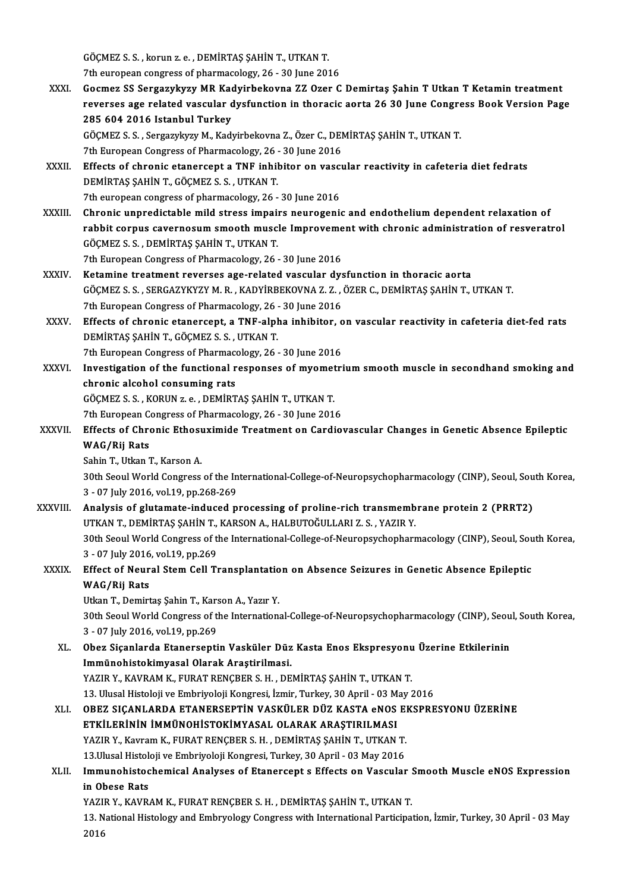GÖÇMEZ S. S. , korun z. e. , DEMİRTAŞ ŞAHİN T., UTKAN T.
7th european congress of pharmacology, 26 - 30 June 2016

XXXI. **Gocmez SS Sergazykyzy MR Kadyirbekovna ZZ Ozer C Demirtaş Şahin T Utkan T Ketamin treatment reverses age related vascular dysfunction in thoracic aorta 26 30 June Congress Book Version Page 285 604 2016 Istanbul Turkey**
GÖÇMEZ S. S. , Sergazykyzy M., Kadyirbekovna Z., Özer C., DEMİRTAŞ ŞAHİN T., UTKAN T.
7th European Congress of Pharmacology, 26 - 30 June 2016

XXXII. **Effects of chronic etanercept a TNF inhibitor on vascular reactivity in cafeteria diet fedrats**
DEMİRTAŞ ŞAHİN T., GÖÇMEZ S. S. , UTKAN T.
7th european congress of pharmacology, 26 - 30 June 2016

XXXIII. **Chronic unpredictable mild stress impairs neurogenic and endothelium dependent relaxation of rabbit corpus cavernosum smooth muscle Improvement with chronic administration of resveratrol**
GÖÇMEZ S. S. , DEMİRTAŞ ŞAHİN T., UTKAN T.
7th European Congress of Pharmacology, 26 - 30 June 2016

XXXIV. **Ketamine treatment reverses age-related vascular dysfunction in thoracic aorta**
GÖÇMEZ S. S. , SERGAZYKYZY M. R. , KADYİRBEKOVNA Z. Z. , ÖZER C., DEMİRTAŞ ŞAHİN T., UTKAN T.
7th European Congress of Pharmacology, 26 - 30 June 2016

XXXV. **Effects of chronic etanercept, a TNF-alpha inhibitor, on vascular reactivity in cafeteria diet-fed rats**
DEMİRTAŞ ŞAHİN T., GÖÇMEZ S. S. , UTKAN T.
7th European Congress of Pharmacology, 26 - 30 June 2016

XXXVI. **Investigation of the functional responses of myometrium smooth muscle in secondhand smoking and chronic alcohol consuming rats**
GÖÇMEZ S. S. , KORUN z. e. , DEMİRTAŞ ŞAHİN T., UTKAN T.
7th European Congress of Pharmacology, 26 - 30 June 2016

XXXVII. **Effects of Chronic Ethosuximide Treatment on Cardiovascular Changes in Genetic Absence Epileptic WAG/Rij Rats**
Sahin T., Utkan T., Karson A.
30th Seoul World Congress of the International-College-of-Neuropsychopharmacology (CINP), Seoul, South Korea, 3 - 07 July 2016, vol.19, pp.268-269

XXXVIII. **Analysis of glutamate-induced processing of proline-rich transmembrane protein 2 (PRRT2)**
UTKAN T., DEMİRTAŞ ŞAHİN T., KARSON A., HALBUTOĞULLARI Z. S. , YAZIR Y.
30th Seoul World Congress of the International-College-of-Neuropsychopharmacology (CINP), Seoul, South Korea, 3 - 07 July 2016, vol.19, pp.269

XXXIX. **Effect of Neural Stem Cell Transplantation on Absence Seizures in Genetic Absence Epileptic WAG/Rij Rats**
Utkan T., Demirtaş Şahin T., Karson A., Yazır Y.
30th Seoul World Congress of the International-College-of-Neuropsychopharmacology (CINP), Seoul, South Korea, 3 - 07 July 2016, vol.19, pp.269

XL. **Obez Sıçanlarda Etanerseptin Vasküler Düz Kasta Enos Ekspresyonu Üzerine Etkilerinin Immünohistokimyasal Olarak Araştirilmasi.**
YAZIR Y., KAVRAM K., FURAT RENÇBER S. H. , DEMİRTAŞ ŞAHİN T., UTKAN T.
13. Ulusal Histoloji ve Embriyoloji Kongresi, İzmir, Turkey, 30 April - 03 May 2016

XLI. **OBEZ SIÇANLARDA ETANERSEPTİN VASKÜLER DÜZ KASTA eNOS EKSPRESYONU ÜZERİNE ETKİLERİNİN İMMÜNOHİSTOKİMYASAL OLARAK ARAŞTIRILMASI**
YAZIR Y., Kavram K., FURAT RENÇBER S. H. , DEMİRTAŞ ŞAHİN T., UTKAN T.
13.Ulusal Histoloji ve Embriyoloji Kongresi, Turkey, 30 April - 03 May 2016

XLII. **Immunohistochemical Analyses of Etanercept s Effects on Vascular Smooth Muscle eNOS Expression in Obese Rats**
YAZIR Y., KAVRAM K., FURAT RENÇBER S. H. , DEMİRTAŞ ŞAHİN T., UTKAN T.
13. National Histology and Embryology Congress with International Participation, İzmir, Turkey, 30 April - 03 May 2016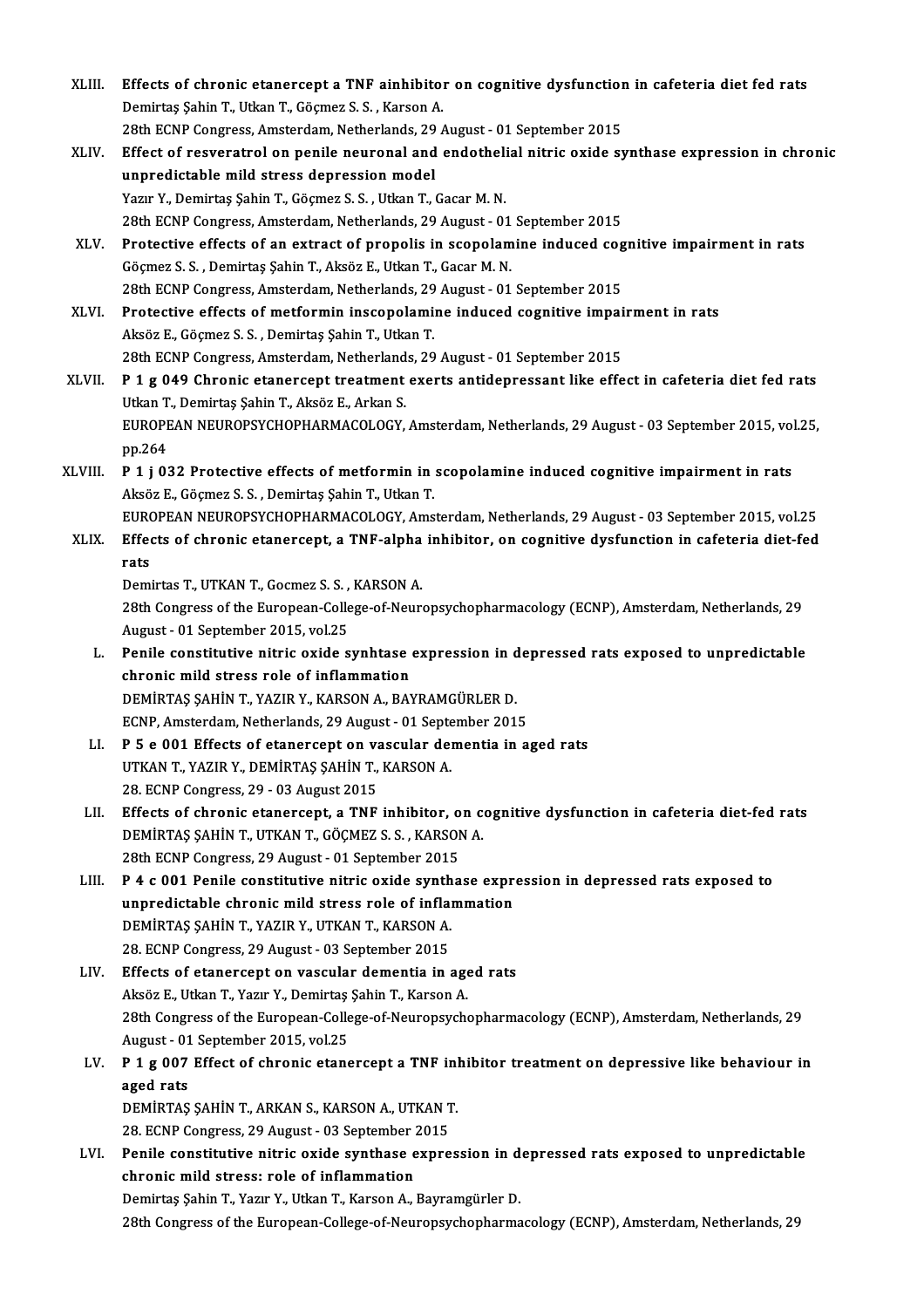XLIII. **Effects of chronic etanercept a TNF ainhibitor on cognitive dysfunction in cafeteria diet fed rats**
Demirtaş Şahin T., Utkan T., Göçmez S. S. , Karson A.
28th ECNP Congress, Amsterdam, Netherlands, 29 August - 01 September 2015

XLIV. **Effect of resveratrol on penile neuronal and endothelial nitric oxide synthase expression in chronic unpredictable mild stress depression model**
Yazır Y., Demirtaş Şahin T., Göçmez S. S. , Utkan T., Gacar M. N.
28th ECNP Congress, Amsterdam, Netherlands, 29 August - 01 September 2015

XLV. **Protective effects of an extract of propolis in scopolamine induced cognitive impairment in rats**
Göçmez S. S. , Demirtaş Şahin T., Aksöz E., Utkan T., Gacar M. N.
28th ECNP Congress, Amsterdam, Netherlands, 29 August - 01 September 2015

XLVI. **Protective effects of metformin inscopolamine induced cognitive impairment in rats**
Aksöz E., Göçmez S. S. , Demirtaş Şahin T., Utkan T.
28th ECNP Congress, Amsterdam, Netherlands, 29 August - 01 September 2015

XLVII. **P 1 g 049 Chronic etanercept treatment exerts antidepressant like effect in cafeteria diet fed rats**
Utkan T., Demirtaş Şahin T., Aksöz E., Arkan S.
EUROPEAN NEUROPSYCHOPHARMACOLOGY, Amsterdam, Netherlands, 29 August - 03 September 2015, vol.25, pp.264

XLVIII. **P 1 j 032 Protective effects of metformin in scopolamine induced cognitive impairment in rats**
Aksöz E., Göçmez S. S. , Demirtaş Şahin T., Utkan T.
EUROPEAN NEUROPSYCHOPHARMACOLOGY, Amsterdam, Netherlands, 29 August - 03 September 2015, vol.25

XLIX. **Effects of chronic etanercept, a TNF-alpha inhibitor, on cognitive dysfunction in cafeteria diet-fed rats**
Demirtas T., UTKAN T., Gocmez S. S. , KARSON A.
28th Congress of the European-College-of-Neuropsychopharmacology (ECNP), Amsterdam, Netherlands, 29 August - 01 September 2015, vol.25

L. **Penile constitutive nitric oxide synhtase expression in depressed rats exposed to unpredictable chronic mild stress role of inflammation**
DEMİRTAŞ ŞAHİN T., YAZIR Y., KARSON A., BAYRAMGÜRLER D.
ECNP, Amsterdam, Netherlands, 29 August - 01 September 2015

LI. **P 5 e 001 Effects of etanercept on vascular dementia in aged rats**
UTKAN T., YAZIR Y., DEMİRTAŞ ŞAHİN T., KARSON A.
28. ECNP Congress, 29 - 03 August 2015

LII. **Effects of chronic etanercept, a TNF inhibitor, on cognitive dysfunction in cafeteria diet-fed rats**
DEMİRTAŞ ŞAHİN T., UTKAN T., GÖÇMEZ S. S. , KARSON A.
28th ECNP Congress, 29 August - 01 September 2015

LIII. **P 4 c 001 Penile constitutive nitric oxide synthase expression in depressed rats exposed to unpredictable chronic mild stress role of inflammation**
DEMİRTAŞ ŞAHİN T., YAZIR Y., UTKAN T., KARSON A.
28. ECNP Congress, 29 August - 03 September 2015

LIV. **Effects of etanercept on vascular dementia in aged rats**
Aksöz E., Utkan T., Yazır Y., Demirtaş Şahin T., Karson A.
28th Congress of the European-College-of-Neuropsychopharmacology (ECNP), Amsterdam, Netherlands, 29 August - 01 September 2015, vol.25

LV. **P 1 g 007 Effect of chronic etanercept a TNF inhibitor treatment on depressive like behaviour in aged rats**
DEMİRTAŞ ŞAHİN T., ARKAN S., KARSON A., UTKAN T.
28. ECNP Congress, 29 August - 03 September 2015

LVI. **Penile constitutive nitric oxide synthase expression in depressed rats exposed to unpredictable chronic mild stress: role of inflammation**
Demirtaş Şahin T., Yazır Y., Utkan T., Karson A., Bayramgürler D.
28th Congress of the European-College-of-Neuropsychopharmacology (ECNP), Amsterdam, Netherlands, 29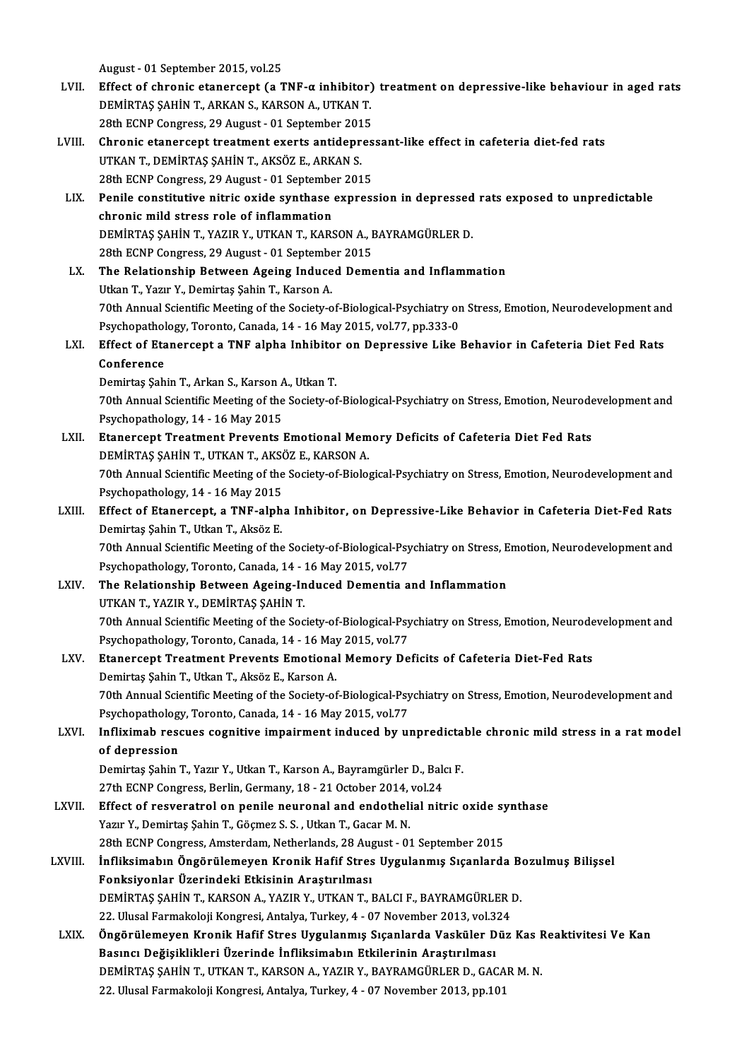August - 01 September 2015, vol.25

LVII. **Effect of chronic etanercept (a TNF-α inhibitor) treatment on depressive-like behaviour in aged rats**
DEMİRTAŞ ŞAHİN T., ARKAN S., KARSON A., UTKAN T.
28th ECNP Congress, 29 August - 01 September 2015

LVIII. **Chronic etanercept treatment exerts antidepressant-like effect in cafeteria diet-fed rats**
UTKAN T., DEMİRTAŞ ŞAHİN T., AKSÖZ E., ARKAN S.
28th ECNP Congress, 29 August - 01 September 2015

LIX. **Penile constitutive nitric oxide synthase expression in depressed rats exposed to unpredictable chronic mild stress role of inflammation**
DEMİRTAŞ ŞAHİN T., YAZIR Y., UTKAN T., KARSON A., BAYRAMGÜRLER D.
28th ECNP Congress, 29 August - 01 September 2015

LX. **The Relationship Between Ageing Induced Dementia and Inflammation**
Utkan T., Yazır Y., Demirtaş Şahin T., Karson A.
70th Annual Scientific Meeting of the Society-of-Biological-Psychiatry on Stress, Emotion, Neurodevelopment and Psychopathology, Toronto, Canada, 14 - 16 May 2015, vol.77, pp.333-0

LXI. **Effect of Etanercept a TNF alpha Inhibitor on Depressive Like Behavior in Cafeteria Diet Fed Rats Conference**
Demirtaş Şahin T., Arkan S., Karson A., Utkan T.
70th Annual Scientific Meeting of the Society-of-Biological-Psychiatry on Stress, Emotion, Neurodevelopment and Psychopathology, 14 - 16 May 2015

LXII. **Etanercept Treatment Prevents Emotional Memory Deficits of Cafeteria Diet Fed Rats**
DEMİRTAŞ ŞAHİN T., UTKAN T., AKSÖZ E., KARSON A.
70th Annual Scientific Meeting of the Society-of-Biological-Psychiatry on Stress, Emotion, Neurodevelopment and Psychopathology, 14 - 16 May 2015

LXIII. **Effect of Etanercept, a TNF-alpha Inhibitor, on Depressive-Like Behavior in Cafeteria Diet-Fed Rats**
Demirtaş Şahin T., Utkan T., Aksöz E.
70th Annual Scientific Meeting of the Society-of-Biological-Psychiatry on Stress, Emotion, Neurodevelopment and Psychopathology, Toronto, Canada, 14 - 16 May 2015, vol.77

LXIV. **The Relationship Between Ageing-Induced Dementia and Inflammation**
UTKAN T., YAZIR Y., DEMİRTAŞ ŞAHİN T.
70th Annual Scientific Meeting of the Society-of-Biological-Psychiatry on Stress, Emotion, Neurodevelopment and Psychopathology, Toronto, Canada, 14 - 16 May 2015, vol.77

LXV. **Etanercept Treatment Prevents Emotional Memory Deficits of Cafeteria Diet-Fed Rats**
Demirtaş Şahin T., Utkan T., Aksöz E., Karson A.
70th Annual Scientific Meeting of the Society-of-Biological-Psychiatry on Stress, Emotion, Neurodevelopment and Psychopathology, Toronto, Canada, 14 - 16 May 2015, vol.77

LXVI. **Infliximab rescues cognitive impairment induced by unpredictable chronic mild stress in a rat model of depression**
Demirtaş Şahin T., Yazır Y., Utkan T., Karson A., Bayramgürler D., Balcı F.
27th ECNP Congress, Berlin, Germany, 18 - 21 October 2014, vol.24

LXVII. **Effect of resveratrol on penile neuronal and endothelial nitric oxide synthase**
Yazır Y., Demirtaş Şahin T., Göçmez S. S. , Utkan T., Gacar M. N.
28th ECNP Congress, Amsterdam, Netherlands, 28 August - 01 September 2015

LXVIII. **İnfliksimabın Öngörülemeyen Kronik Hafif Stres Uygulanmış Sıçanlarda Bozulmuş Bilişsel Fonksiyonlar Üzerindeki Etkisinin Araştırılması**
DEMİRTAŞ ŞAHİN T., KARSON A., YAZIR Y., UTKAN T., BALCI F., BAYRAMGÜRLER D.
22. Ulusal Farmakoloji Kongresi, Antalya, Turkey, 4 - 07 November 2013, vol.324

LXIX. **Öngörülemeyen Kronik Hafif Stres Uygulanmış Sıçanlarda Vasküler Düz Kas Reaktivitesi Ve Kan Basıncı Değişiklikleri Üzerinde İnfliksimabın Etkilerinin Araştırılması**
DEMİRTAŞ ŞAHİN T., UTKAN T., KARSON A., YAZIR Y., BAYRAMGÜRLER D., GACAR M. N.
22. Ulusal Farmakoloji Kongresi, Antalya, Turkey, 4 - 07 November 2013, pp.101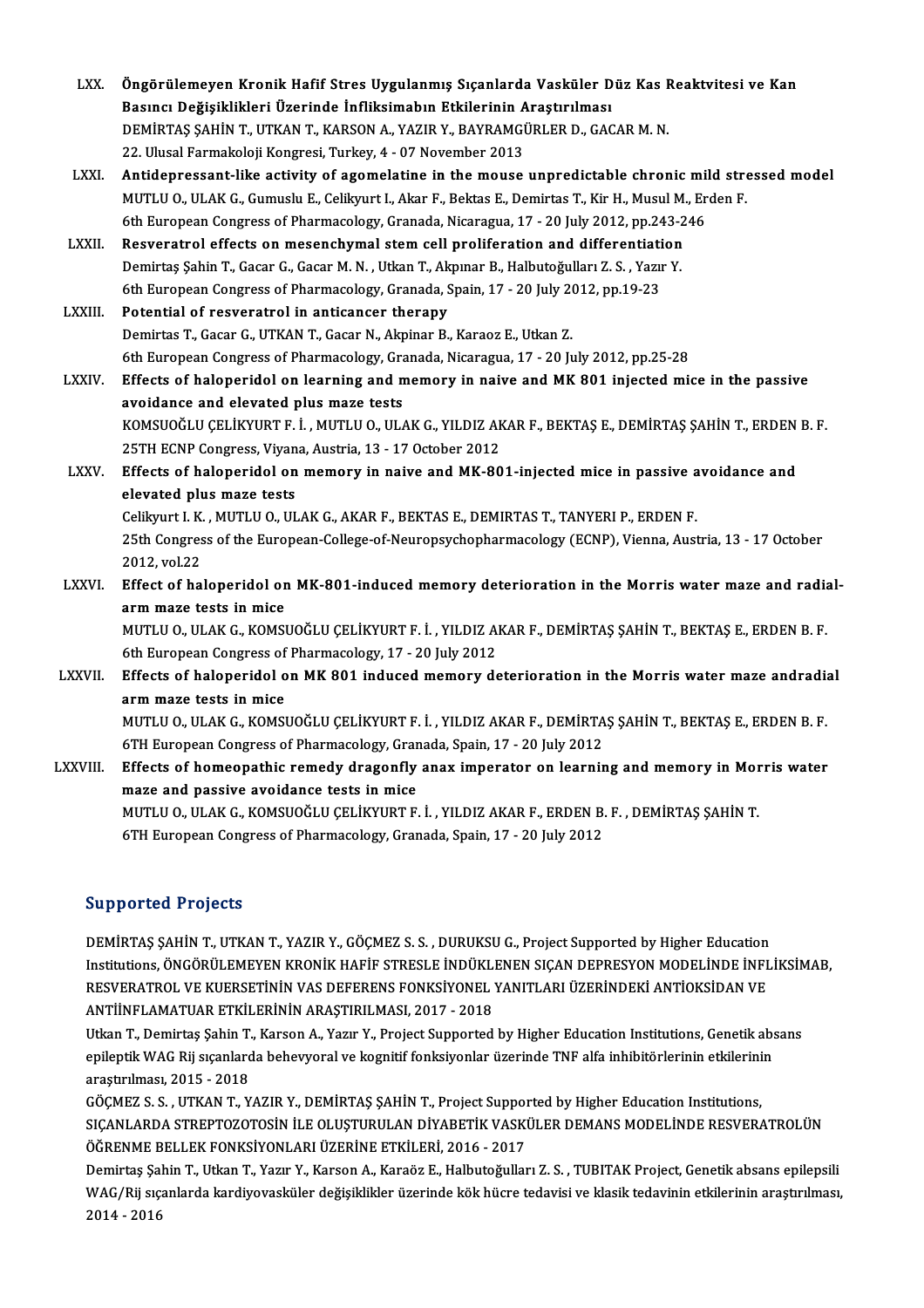LXX. **Öngörülemeyen Kronik Hafif Stres Uygulanmış Sıçanlarda Vasküler Düz Kas Reaktvitesi ve Kan Basıncı Değişiklikleri Üzerinde İnfliksimabın Etkilerinin Araştırılması**
DEMİRTAŞ ŞAHİN T., UTKAN T., KARSON A., YAZIR Y., BAYRAMGÜRLER D., GACAR M. N.
22. Ulusal Farmakoloji Kongresi, Turkey, 4 - 07 November 2013

LXXI. **Antidepressant-like activity of agomelatine in the mouse unpredictable chronic mild stressed model**
MUTLU O., ULAK G., Gumuslu E., Celikyurt I., Akar F., Bektas E., Demirtas T., Kir H., Musul M., Erden F.
6th European Congress of Pharmacology, Granada, Nicaragua, 17 - 20 July 2012, pp.243-246

LXXII. **Resveratrol effects on mesenchymal stem cell proliferation and differentiation**
Demirtaş Şahin T., Gacar G., Gacar M. N. , Utkan T., Akpınar B., Halbutoğulları Z. S. , Yazır Y.
6th European Congress of Pharmacology, Granada, Spain, 17 - 20 July 2012, pp.19-23

LXXIII. **Potential of resveratrol in anticancer therapy**
Demirtas T., Gacar G., UTKAN T., Gacar N., Akpinar B., Karaoz E., Utkan Z.
6th European Congress of Pharmacology, Granada, Nicaragua, 17 - 20 July 2012, pp.25-28

LXXIV. **Effects of haloperidol on learning and memory in naive and MK 801 injected mice in the passive avoidance and elevated plus maze tests**
KOMSUOĞLU ÇELİKYURT F. İ. , MUTLU O., ULAK G., YILDIZ AKAR F., BEKTAŞ E., DEMİRTAŞ ŞAHİN T., ERDEN B. F.
25TH ECNP Congress, Viyana, Austria, 13 - 17 October 2012

LXXV. **Effects of haloperidol on memory in naive and MK-801-injected mice in passive avoidance and elevated plus maze tests**
Celikyurt I. K. , MUTLU O., ULAK G., AKAR F., BEKTAS E., DEMIRTAS T., TANYERI P., ERDEN F.
25th Congress of the European-College-of-Neuropsychopharmacology (ECNP), Vienna, Austria, 13 - 17 October 2012, vol.22

LXXVI. **Effect of haloperidol on MK-801-induced memory deterioration in the Morris water maze and radial-arm maze tests in mice**
MUTLU O., ULAK G., KOMSUOĞLU ÇELİKYURT F. İ. , YILDIZ AKAR F., DEMİRTAŞ ŞAHİN T., BEKTAŞ E., ERDEN B. F.
6th European Congress of Pharmacology, 17 - 20 July 2012

LXXVII. **Effects of haloperidol on MK 801 induced memory deterioration in the Morris water maze andradial arm maze tests in mice**
MUTLU O., ULAK G., KOMSUOĞLU ÇELİKYURT F. İ. , YILDIZ AKAR F., DEMİRTAŞ ŞAHİN T., BEKTAŞ E., ERDEN B. F.
6TH European Congress of Pharmacology, Granada, Spain, 17 - 20 July 2012

LXXVIII. **Effects of homeopathic remedy dragonfly anax imperator on learning and memory in Morris water maze and passive avoidance tests in mice**
MUTLU O., ULAK G., KOMSUOĞLU ÇELİKYURT F. İ. , YILDIZ AKAR F., ERDEN B. F. , DEMİRTAŞ ŞAHİN T.
6TH European Congress of Pharmacology, Granada, Spain, 17 - 20 July 2012

## Supported Projects

DEMİRTAŞ ŞAHİN T., UTKAN T., YAZIR Y., GÖÇMEZ S. S. , DURUKSU G., Project Supported by Higher Education Institutions, ÖNGÖRÜLEMEYEN KRONİK HAFİF STRESLE İNDÜKLENEN SIÇAN DEPRESYON MODELİNDE İNFLİKSİMAB, RESVERATROL VE KUERSETİNİN VAS DEFERENS FONKSİYONEL YANITLARI ÜZERİNDEKİ ANTİOKSİDAN VE ANTİİNFLAMATUAR ETKİLERİNİN ARAŞTIRILMASI, 2017 - 2018

Utkan T., Demirtaş Şahin T., Karson A., Yazır Y., Project Supported by Higher Education Institutions, Genetik absans epileptik WAG Rij sıçanlarda behevyoral ve kognitif fonksiyonlar üzerinde TNF alfa inhibitörlerinin etkilerinin araştırılması, 2015 - 2018

GÖÇMEZ S. S. , UTKAN T., YAZIR Y., DEMİRTAŞ ŞAHİN T., Project Supported by Higher Education Institutions, SIÇANLARDA STREPTOZOTOSİN İLE OLUŞTURULAN DİYABETİK VASKÜLER DEMANS MODELİNDE RESVERATROLÜN ÖĞRENME BELLEK FONKSİYONLARI ÜZERİNE ETKİLERİ, 2016 - 2017

Demirtaş Şahin T., Utkan T., Yazır Y., Karson A., Karaöz E., Halbutoğulları Z. S. , TUBITAK Project, Genetik absans epilepsili WAG/Rij sıçanlarda kardiyovasküler değişiklikler üzerinde kök hücre tedavisi ve klasik tedavinin etkilerinin araştırılması, 2014 - 2016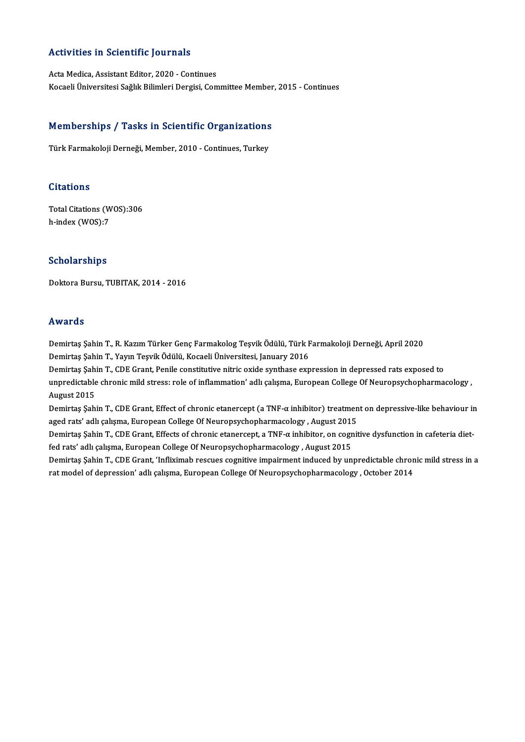## Activities in Scientific Journals

Acta Medica, Assistant Editor, 2020 - Continues
Kocaeli Üniversitesi Sağlık Bilimleri Dergisi, Committee Member, 2015 - Continues

## Memberships / Tasks in Scientific Organizations

Türk Farmakoloji Derneği, Member, 2010 - Continues, Turkey

## Citations

Total Citations (WOS):306
h-index (WOS):7

## Scholarships

Doktora Bursu, TUBITAK, 2014 - 2016

## Awards

Demirtaş Şahin T., R. Kazım Türker Genç Farmakolog Teşvik Ödülü, Türk Farmakoloji Derneği, April 2020
Demirtaş Şahin T., Yayın Teşvik Ödülü, Kocaeli Üniversitesi, January 2016
Demirtaş Şahin T., CDE Grant, Penile constitutive nitric oxide synthase expression in depressed rats exposed to unpredictable chronic mild stress: role of inflammation' adlı çalışma, European College Of Neuropsychopharmacology , August 2015
Demirtaş Şahin T., CDE Grant, Effect of chronic etanercept (a TNF-α inhibitor) treatment on depressive-like behaviour in aged rats' adlı çalışma, European College Of Neuropsychopharmacology , August 2015
Demirtaş Şahin T., CDE Grant, Effects of chronic etanercept, a TNF-α inhibitor, on cognitive dysfunction in cafeteria diet-fed rats' adlı çalışma, European College Of Neuropsychopharmacology , August 2015
Demirtaş Şahin T., CDE Grant, 'Infliximab rescues cognitive impairment induced by unpredictable chronic mild stress in a rat model of depression' adlı çalışma, European College Of Neuropsychopharmacology , October 2014